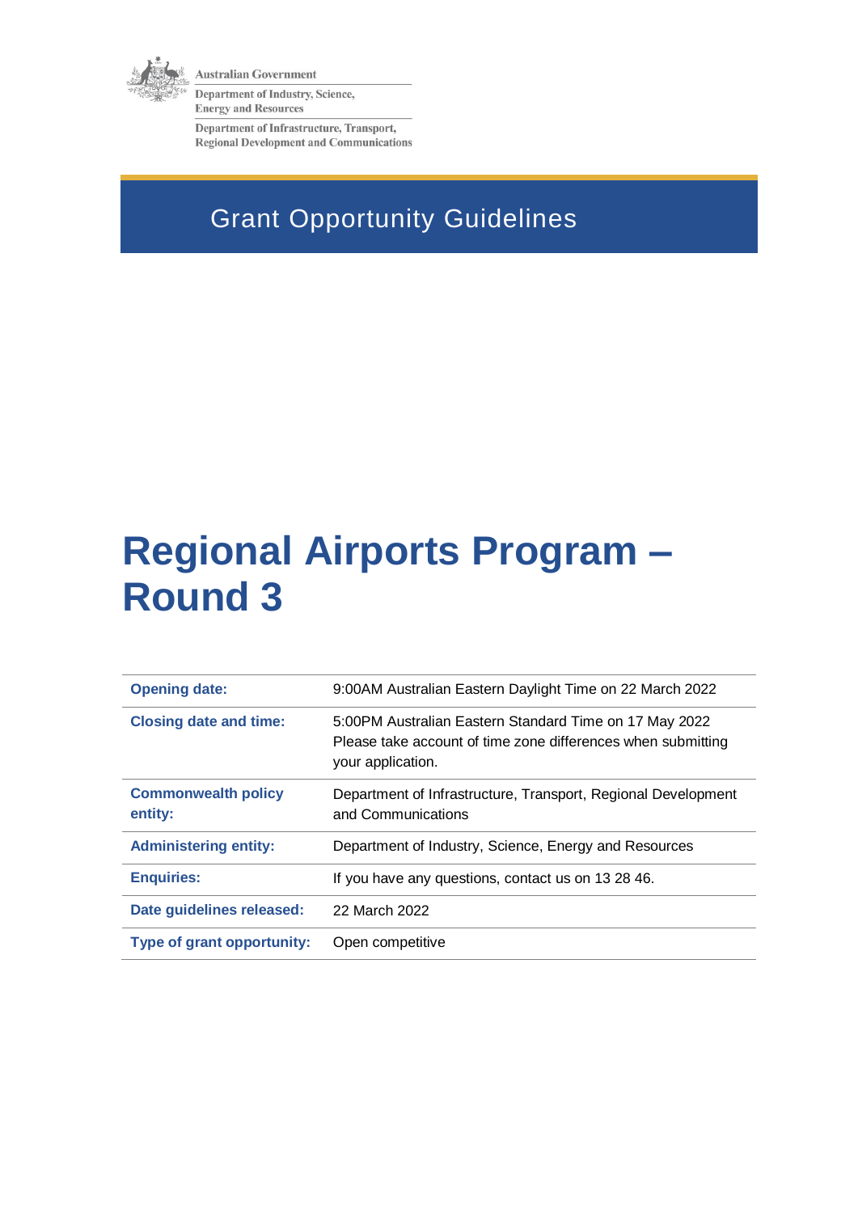Australian Government

Department of Industry, Science, Energy and Resources

Department of Infrastructure, Transport, Regional Development and Communications

Grant Opportunity Guidelines

# Regional Airports Program – Round 3

| | |
|---|---|
| **Opening date:** | 9:00AM Australian Eastern Daylight Time on 22 March 2022 |
| **Closing date and time:** | 5:00PM Australian Eastern Standard Time on 17 May 2022<br>Please take account of time zone differences when submitting your application. |
| **Commonwealth policy entity:** | Department of Infrastructure, Transport, Regional Development and Communications |
| **Administering entity:** | Department of Industry, Science, Energy and Resources |
| **Enquiries:** | If you have any questions, contact us on 13 28 46. |
| **Date guidelines released:** | 22 March 2022 |
| **Type of grant opportunity:** | Open competitive |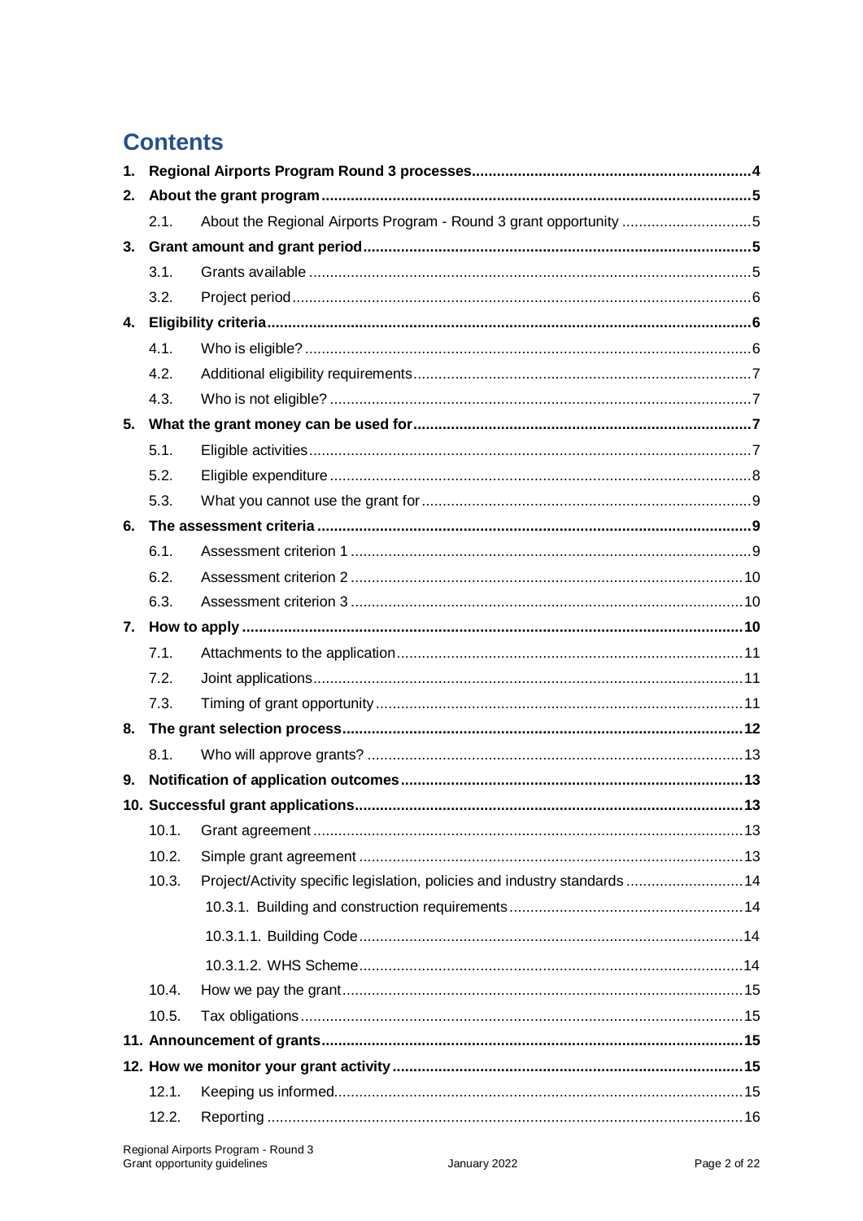# Contents

1. **Regional Airports Program Round 3 processes** .... 4
2. **About the grant program** .... 5
   - 2.1. About the Regional Airports Program - Round 3 grant opportunity .... 5
3. **Grant amount and grant period** .... 5
   - 3.1. Grants available .... 5
   - 3.2. Project period .... 6
4. **Eligibility criteria** .... 6
   - 4.1. Who is eligible? .... 6
   - 4.2. Additional eligibility requirements .... 7
   - 4.3. Who is not eligible? .... 7
5. **What the grant money can be used for** .... 7
   - 5.1. Eligible activities .... 7
   - 5.2. Eligible expenditure .... 8
   - 5.3. What you cannot use the grant for .... 9
6. **The assessment criteria** .... 9
   - 6.1. Assessment criterion 1 .... 9
   - 6.2. Assessment criterion 2 .... 10
   - 6.3. Assessment criterion 3 .... 10
7. **How to apply** .... 10
   - 7.1. Attachments to the application .... 11
   - 7.2. Joint applications .... 11
   - 7.3. Timing of grant opportunity .... 11
8. **The grant selection process** .... 12
   - 8.1. Who will approve grants? .... 13
9. **Notification of application outcomes** .... 13
10. **Successful grant applications** .... 13
    - 10.1. Grant agreement .... 13
    - 10.2. Simple grant agreement .... 13
    - 10.3. Project/Activity specific legislation, policies and industry standards .... 14
      - 10.3.1. Building and construction requirements .... 14
      - 10.3.1.1. Building Code .... 14
      - 10.3.1.2. WHS Scheme .... 14
    - 10.4. How we pay the grant .... 15
    - 10.5. Tax obligations .... 15
11. **Announcement of grants** .... 15
12. **How we monitor your grant activity** .... 15
    - 12.1. Keeping us informed .... 15
    - 12.2. Reporting .... 16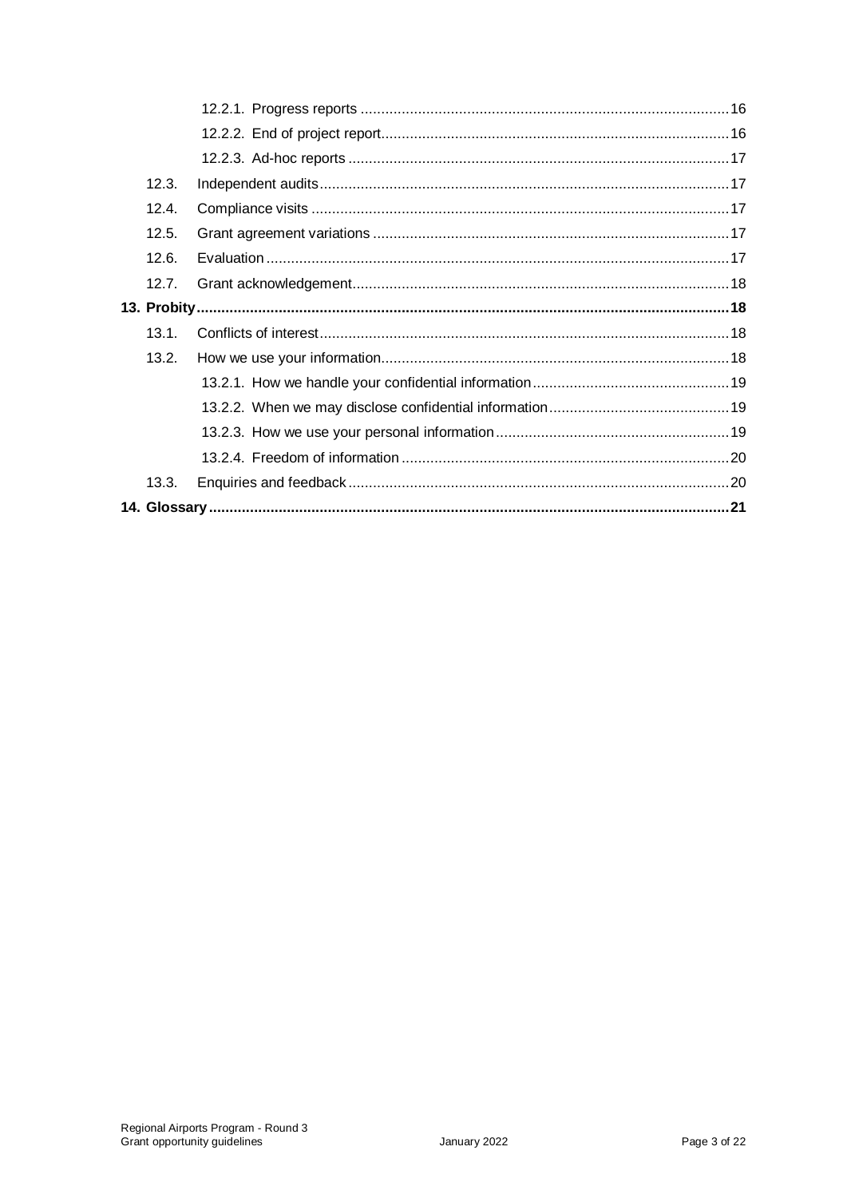12.2.1. Progress reports ........................................................................................16

12.2.2. End of project report...................................................................................16

12.2.3. Ad-hoc reports ...........................................................................................17

12.3. Independent audits..................................................................................................17

12.4. Compliance visits ....................................................................................................17

12.5. Grant agreement variations .....................................................................................17

12.6. Evaluation ...............................................................................................................17

12.7. Grant acknowledgement..........................................................................................18

**13. Probity.................................................................................................................................18**

13.1. Conflicts of interest..................................................................................................18

13.2. How we use your information...................................................................................18

13.2.1. How we handle your confidential information...............................................19

13.2.2. When we may disclose confidential information...........................................19

13.2.3. How we use your personal information........................................................19

13.2.4. Freedom of information ..............................................................................20

13.3. Enquiries and feedback ...........................................................................................20

**14. Glossary.............................................................................................................................21**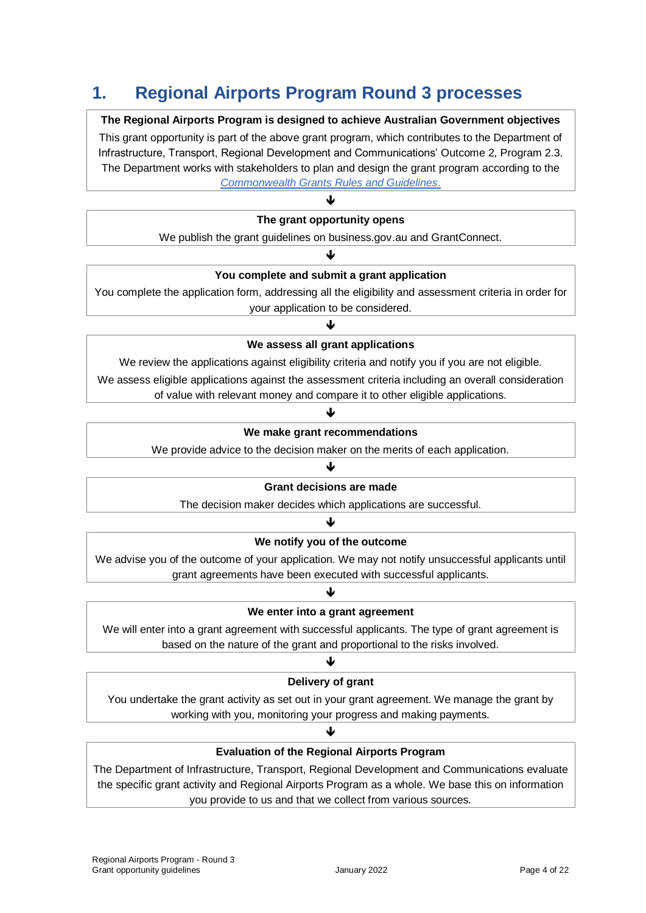# 1. Regional Airports Program Round 3 processes

**The Regional Airports Program is designed to achieve Australian Government objectives**

This grant opportunity is part of the above grant program, which contributes to the Department of Infrastructure, Transport, Regional Development and Communications' Outcome 2, Program 2.3. The Department works with stakeholders to plan and design the grant program according to the *Commonwealth Grants Rules and Guidelines*.

↓

**The grant opportunity opens**

We publish the grant guidelines on business.gov.au and GrantConnect.

↓

**You complete and submit a grant application**

You complete the application form, addressing all the eligibility and assessment criteria in order for your application to be considered.

↓

**We assess all grant applications**

We review the applications against eligibility criteria and notify you if you are not eligible.

We assess eligible applications against the assessment criteria including an overall consideration of value with relevant money and compare it to other eligible applications.

↓

**We make grant recommendations**

We provide advice to the decision maker on the merits of each application.

↓

**Grant decisions are made**

The decision maker decides which applications are successful.

↓

**We notify you of the outcome**

We advise you of the outcome of your application. We may not notify unsuccessful applicants until grant agreements have been executed with successful applicants.

↓

**We enter into a grant agreement**

We will enter into a grant agreement with successful applicants. The type of grant agreement is based on the nature of the grant and proportional to the risks involved.

↓

**Delivery of grant**

You undertake the grant activity as set out in your grant agreement. We manage the grant by working with you, monitoring your progress and making payments.

↓

**Evaluation of the Regional Airports Program**

The Department of Infrastructure, Transport, Regional Development and Communications evaluate the specific grant activity and Regional Airports Program as a whole. We base this on information you provide to us and that we collect from various sources.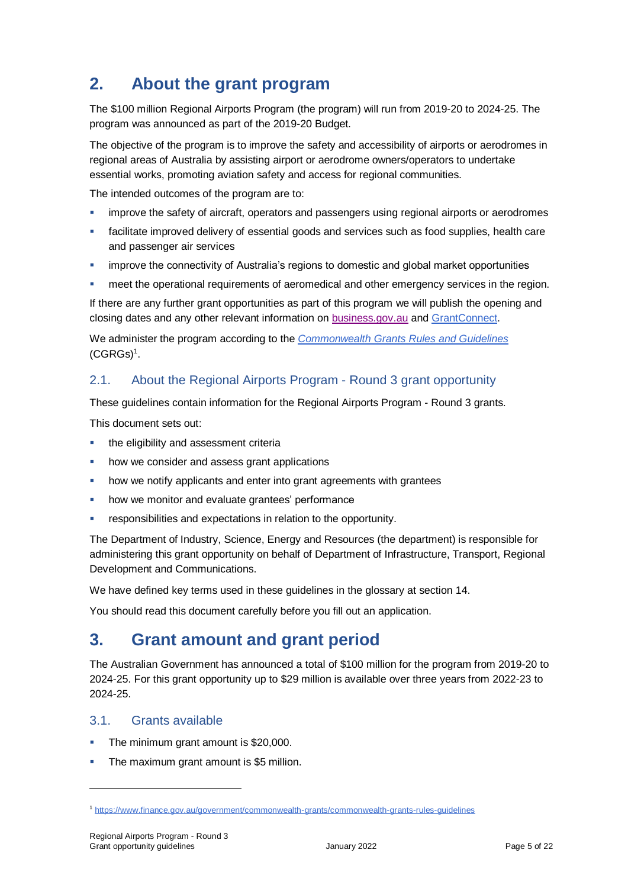## 2. About the grant program

The $100 million Regional Airports Program (the program) will run from 2019-20 to 2024-25. The program was announced as part of the 2019-20 Budget.

The objective of the program is to improve the safety and accessibility of airports or aerodromes in regional areas of Australia by assisting airport or aerodrome owners/operators to undertake essential works, promoting aviation safety and access for regional communities.

The intended outcomes of the program are to:

- improve the safety of aircraft, operators and passengers using regional airports or aerodromes
- facilitate improved delivery of essential goods and services such as food supplies, health care and passenger air services
- improve the connectivity of Australia's regions to domestic and global market opportunities
- meet the operational requirements of aeromedical and other emergency services in the region.

If there are any further grant opportunities as part of this program we will publish the opening and closing dates and any other relevant information on [business.gov.au](http://business.gov.au) and [GrantConnect](https://www.grants.gov.au).

We administer the program according to the [*Commonwealth Grants Rules and Guidelines*](https://www.finance.gov.au/government/commonwealth-grants/commonwealth-grants-rules-guidelines) (CGRGs)[1].

### 2.1. About the Regional Airports Program - Round 3 grant opportunity

These guidelines contain information for the Regional Airports Program - Round 3 grants.

This document sets out:

- the eligibility and assessment criteria
- how we consider and assess grant applications
- how we notify applicants and enter into grant agreements with grantees
- how we monitor and evaluate grantees' performance
- responsibilities and expectations in relation to the opportunity.

The Department of Industry, Science, Energy and Resources (the department) is responsible for administering this grant opportunity on behalf of Department of Infrastructure, Transport, Regional Development and Communications.

We have defined key terms used in these guidelines in the glossary at section 14.

You should read this document carefully before you fill out an application.

## 3. Grant amount and grant period

The Australian Government has announced a total of $100 million for the program from 2019-20 to 2024-25. For this grant opportunity up to $29 million is available over three years from 2022-23 to 2024-25.

### 3.1. Grants available

- The minimum grant amount is $20,000.
- The maximum grant amount is $5 million.

---

[1] https://www.finance.gov.au/government/commonwealth-grants/commonwealth-grants-rules-guidelines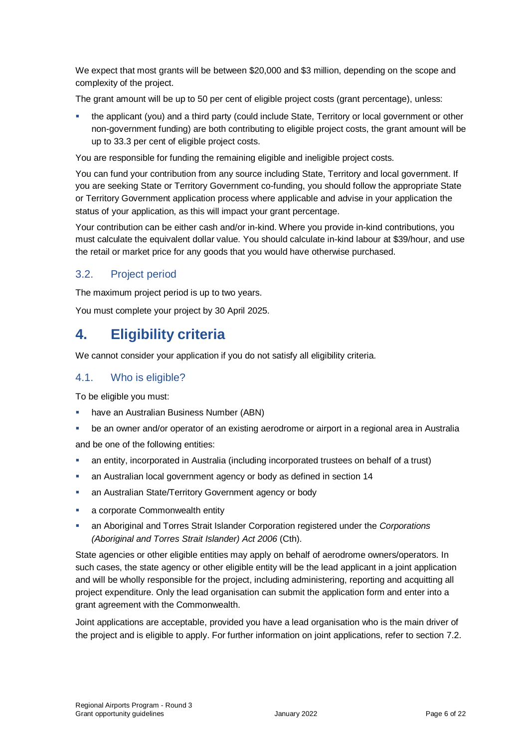We expect that most grants will be between $20,000 and $3 million, depending on the scope and complexity of the project.

The grant amount will be up to 50 per cent of eligible project costs (grant percentage), unless:

- the applicant (you) and a third party (could include State, Territory or local government or other non-government funding) are both contributing to eligible project costs, the grant amount will be up to 33.3 per cent of eligible project costs.

You are responsible for funding the remaining eligible and ineligible project costs.

You can fund your contribution from any source including State, Territory and local government. If you are seeking State or Territory Government co-funding, you should follow the appropriate State or Territory Government application process where applicable and advise in your application the status of your application, as this will impact your grant percentage.

Your contribution can be either cash and/or in-kind. Where you provide in-kind contributions, you must calculate the equivalent dollar value. You should calculate in-kind labour at $39/hour, and use the retail or market price for any goods that you would have otherwise purchased.

### 3.2. Project period

The maximum project period is up to two years.

You must complete your project by 30 April 2025.

## 4. Eligibility criteria

We cannot consider your application if you do not satisfy all eligibility criteria.

### 4.1. Who is eligible?

To be eligible you must:

- have an Australian Business Number (ABN)
- be an owner and/or operator of an existing aerodrome or airport in a regional area in Australia

and be one of the following entities:

- an entity, incorporated in Australia (including incorporated trustees on behalf of a trust)
- an Australian local government agency or body as defined in section 14
- an Australian State/Territory Government agency or body
- a corporate Commonwealth entity
- an Aboriginal and Torres Strait Islander Corporation registered under the *Corporations (Aboriginal and Torres Strait Islander) Act 2006* (Cth).

State agencies or other eligible entities may apply on behalf of aerodrome owners/operators. In such cases, the state agency or other eligible entity will be the lead applicant in a joint application and will be wholly responsible for the project, including administering, reporting and acquitting all project expenditure. Only the lead organisation can submit the application form and enter into a grant agreement with the Commonwealth.

Joint applications are acceptable, provided you have a lead organisation who is the main driver of the project and is eligible to apply. For further information on joint applications, refer to section 7.2.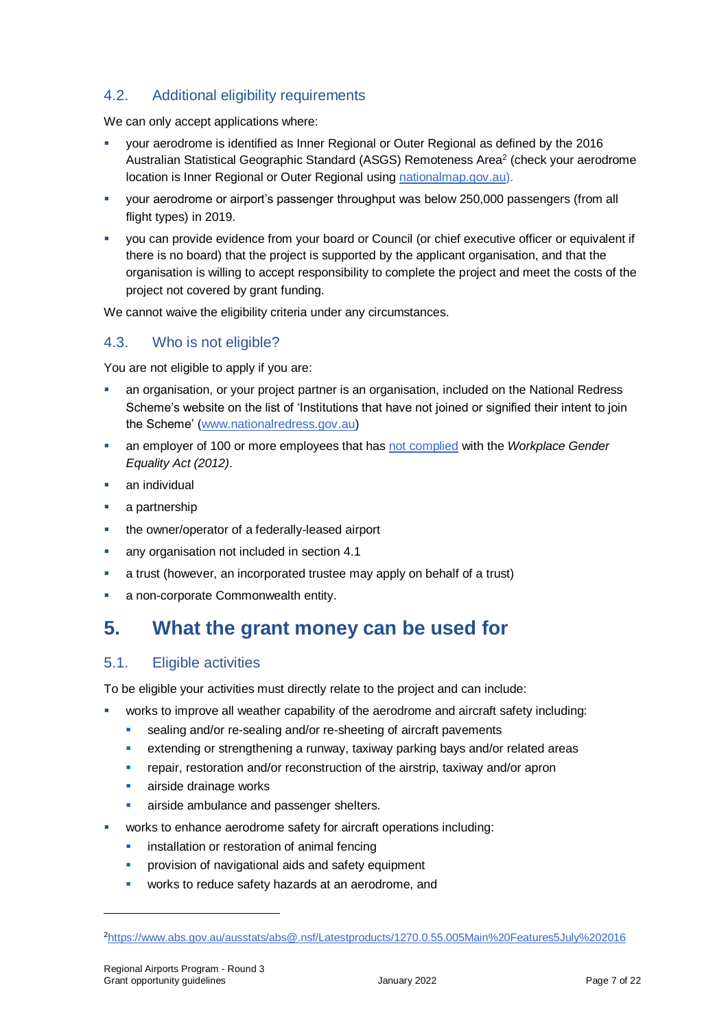### 4.2. Additional eligibility requirements

We can only accept applications where:

- your aerodrome is identified as Inner Regional or Outer Regional as defined by the 2016 Australian Statistical Geographic Standard (ASGS) Remoteness Area[2] (check your aerodrome location is Inner Regional or Outer Regional using [nationalmap.gov.au](nationalmap.gov.au)).
- your aerodrome or airport's passenger throughput was below 250,000 passengers (from all flight types) in 2019.
- you can provide evidence from your board or Council (or chief executive officer or equivalent if there is no board) that the project is supported by the applicant organisation, and that the organisation is willing to accept responsibility to complete the project and meet the costs of the project not covered by grant funding.

We cannot waive the eligibility criteria under any circumstances.

### 4.3. Who is not eligible?

You are not eligible to apply if you are:

- an organisation, or your project partner is an organisation, included on the National Redress Scheme's website on the list of 'Institutions that have not joined or signified their intent to join the Scheme' ([www.nationalredress.gov.au](www.nationalredress.gov.au))
- an employer of 100 or more employees that has not complied with the *Workplace Gender Equality Act (2012)*.
- an individual
- a partnership
- the owner/operator of a federally-leased airport
- any organisation not included in section 4.1
- a trust (however, an incorporated trustee may apply on behalf of a trust)
- a non-corporate Commonwealth entity.

## 5. What the grant money can be used for

### 5.1. Eligible activities

To be eligible your activities must directly relate to the project and can include:

- works to improve all weather capability of the aerodrome and aircraft safety including:
  - sealing and/or re-sealing and/or re-sheeting of aircraft pavements
  - extending or strengthening a runway, taxiway parking bays and/or related areas
  - repair, restoration and/or reconstruction of the airstrip, taxiway and/or apron
  - airside drainage works
  - airside ambulance and passenger shelters.
- works to enhance aerodrome safety for aircraft operations including:
  - installation or restoration of animal fencing
  - provision of navigational aids and safety equipment
  - works to reduce safety hazards at an aerodrome, and

[2] https://www.abs.gov.au/ausstats/abs@.nsf/Latestproducts/1270.0.55.005Main%20Features5July%202016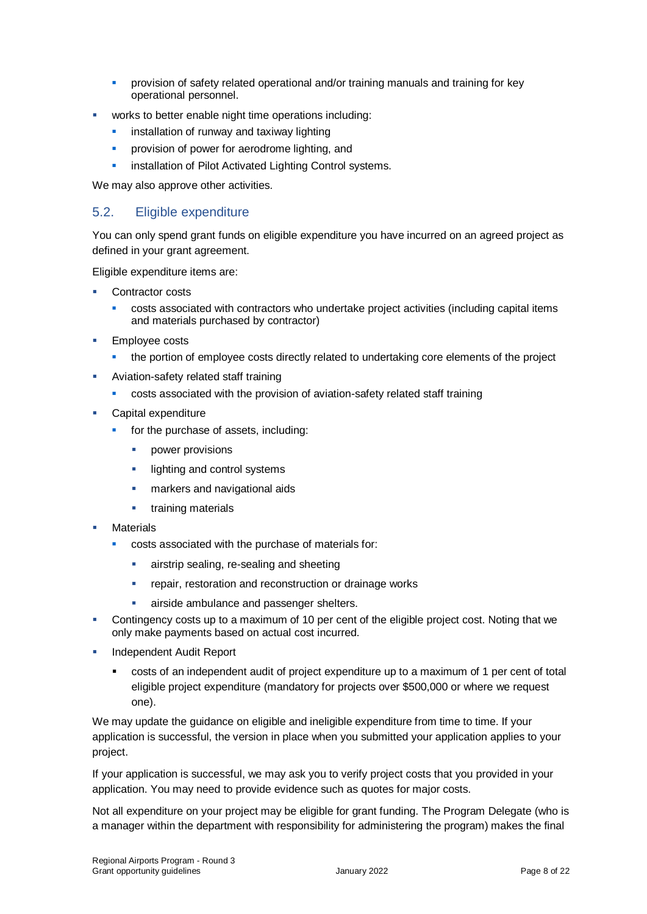- provision of safety related operational and/or training manuals and training for key operational personnel.
- works to better enable night time operations including:
    - installation of runway and taxiway lighting
    - provision of power for aerodrome lighting, and
    - installation of Pilot Activated Lighting Control systems.

We may also approve other activities.

## 5.2. Eligible expenditure

You can only spend grant funds on eligible expenditure you have incurred on an agreed project as defined in your grant agreement.

Eligible expenditure items are:

- Contractor costs
    - costs associated with contractors who undertake project activities (including capital items and materials purchased by contractor)
- Employee costs
    - the portion of employee costs directly related to undertaking core elements of the project
- Aviation-safety related staff training
    - costs associated with the provision of aviation-safety related staff training
- Capital expenditure
    - for the purchase of assets, including:
        - power provisions
        - lighting and control systems
        - markers and navigational aids
        - training materials
- Materials
    - costs associated with the purchase of materials for:
        - airstrip sealing, re-sealing and sheeting
        - repair, restoration and reconstruction or drainage works
        - airside ambulance and passenger shelters.
- Contingency costs up to a maximum of 10 per cent of the eligible project cost. Noting that we only make payments based on actual cost incurred.
- Independent Audit Report
    - costs of an independent audit of project expenditure up to a maximum of 1 per cent of total eligible project expenditure (mandatory for projects over $500,000 or where we request one).

We may update the guidance on eligible and ineligible expenditure from time to time. If your application is successful, the version in place when you submitted your application applies to your project.

If your application is successful, we may ask you to verify project costs that you provided in your application. You may need to provide evidence such as quotes for major costs.

Not all expenditure on your project may be eligible for grant funding. The Program Delegate (who is a manager within the department with responsibility for administering the program) makes the final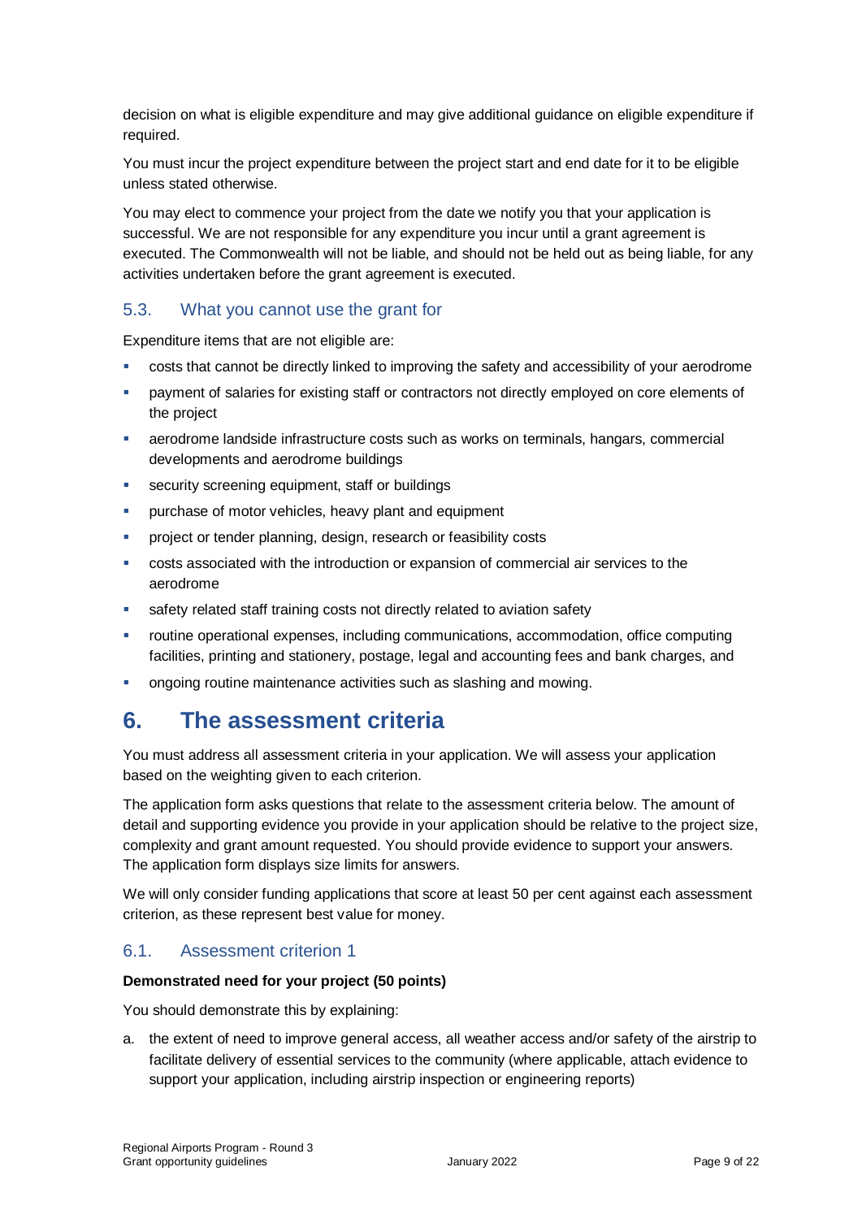decision on what is eligible expenditure and may give additional guidance on eligible expenditure if required.

You must incur the project expenditure between the project start and end date for it to be eligible unless stated otherwise.

You may elect to commence your project from the date we notify you that your application is successful. We are not responsible for any expenditure you incur until a grant agreement is executed. The Commonwealth will not be liable, and should not be held out as being liable, for any activities undertaken before the grant agreement is executed.

### 5.3. What you cannot use the grant for

Expenditure items that are not eligible are:

- costs that cannot be directly linked to improving the safety and accessibility of your aerodrome
- payment of salaries for existing staff or contractors not directly employed on core elements of the project
- aerodrome landside infrastructure costs such as works on terminals, hangars, commercial developments and aerodrome buildings
- security screening equipment, staff or buildings
- purchase of motor vehicles, heavy plant and equipment
- project or tender planning, design, research or feasibility costs
- costs associated with the introduction or expansion of commercial air services to the aerodrome
- safety related staff training costs not directly related to aviation safety
- routine operational expenses, including communications, accommodation, office computing facilities, printing and stationery, postage, legal and accounting fees and bank charges, and
- ongoing routine maintenance activities such as slashing and mowing.

## 6. The assessment criteria

You must address all assessment criteria in your application. We will assess your application based on the weighting given to each criterion.

The application form asks questions that relate to the assessment criteria below. The amount of detail and supporting evidence you provide in your application should be relative to the project size, complexity and grant amount requested. You should provide evidence to support your answers. The application form displays size limits for answers.

We will only consider funding applications that score at least 50 per cent against each assessment criterion, as these represent best value for money.

### 6.1. Assessment criterion 1

**Demonstrated need for your project (50 points)**

You should demonstrate this by explaining:

a. the extent of need to improve general access, all weather access and/or safety of the airstrip to facilitate delivery of essential services to the community (where applicable, attach evidence to support your application, including airstrip inspection or engineering reports)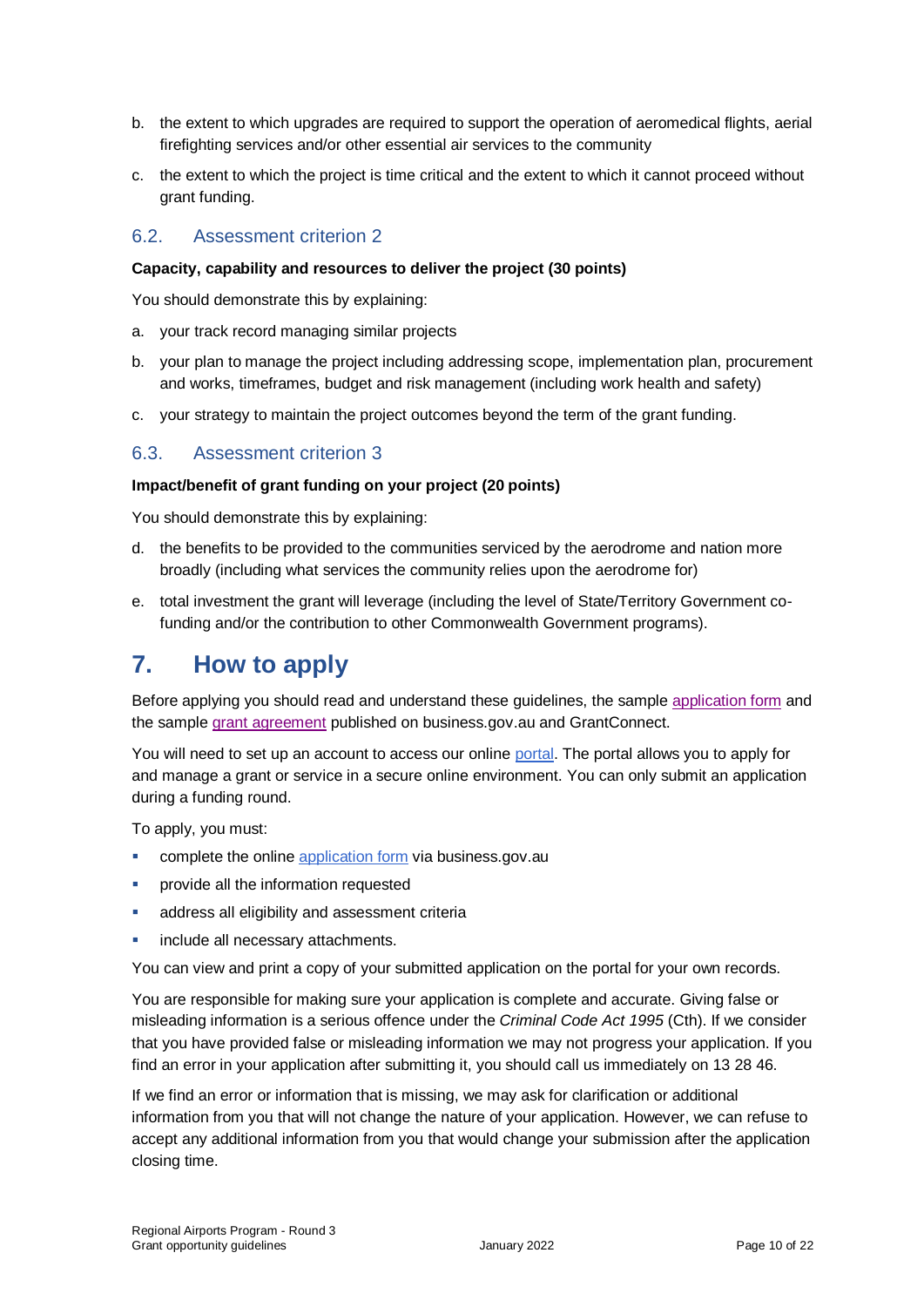b. the extent to which upgrades are required to support the operation of aeromedical flights, aerial firefighting services and/or other essential air services to the community

c. the extent to which the project is time critical and the extent to which it cannot proceed without grant funding.

### 6.2. Assessment criterion 2

**Capacity, capability and resources to deliver the project (30 points)**

You should demonstrate this by explaining:

a. your track record managing similar projects

b. your plan to manage the project including addressing scope, implementation plan, procurement and works, timeframes, budget and risk management (including work health and safety)

c. your strategy to maintain the project outcomes beyond the term of the grant funding.

### 6.3. Assessment criterion 3

**Impact/benefit of grant funding on your project (20 points)**

You should demonstrate this by explaining:

d. the benefits to be provided to the communities serviced by the aerodrome and nation more broadly (including what services the community relies upon the aerodrome for)

e. total investment the grant will leverage (including the level of State/Territory Government co-funding and/or the contribution to other Commonwealth Government programs).

## 7. How to apply

Before applying you should read and understand these guidelines, the sample application form and the sample grant agreement published on business.gov.au and GrantConnect.

You will need to set up an account to access our online portal. The portal allows you to apply for and manage a grant or service in a secure online environment. You can only submit an application during a funding round.

To apply, you must:

- complete the online application form via business.gov.au
- provide all the information requested
- address all eligibility and assessment criteria
- include all necessary attachments.

You can view and print a copy of your submitted application on the portal for your own records.

You are responsible for making sure your application is complete and accurate. Giving false or misleading information is a serious offence under the *Criminal Code Act 1995* (Cth). If we consider that you have provided false or misleading information we may not progress your application. If you find an error in your application after submitting it, you should call us immediately on 13 28 46.

If we find an error or information that is missing, we may ask for clarification or additional information from you that will not change the nature of your application. However, we can refuse to accept any additional information from you that would change your submission after the application closing time.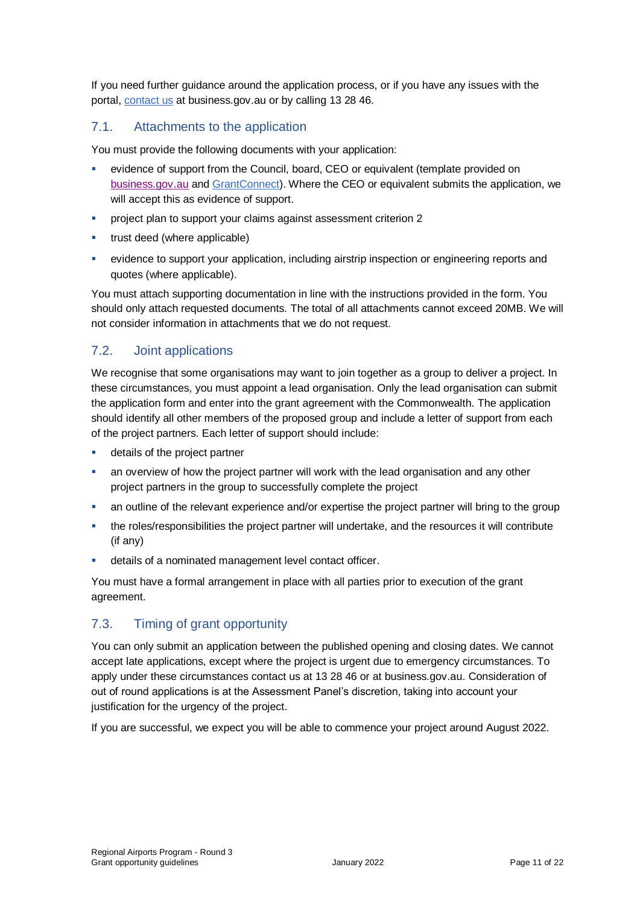If you need further guidance around the application process, or if you have any issues with the portal, [contact us](#) at business.gov.au or by calling 13 28 46.

## 7.1. Attachments to the application

You must provide the following documents with your application:

- evidence of support from the Council, board, CEO or equivalent (template provided on [business.gov.au](#) and [GrantConnect](#)). Where the CEO or equivalent submits the application, we will accept this as evidence of support.
- project plan to support your claims against assessment criterion 2
- trust deed (where applicable)
- evidence to support your application, including airstrip inspection or engineering reports and quotes (where applicable).

You must attach supporting documentation in line with the instructions provided in the form. You should only attach requested documents. The total of all attachments cannot exceed 20MB. We will not consider information in attachments that we do not request.

## 7.2. Joint applications

We recognise that some organisations may want to join together as a group to deliver a project. In these circumstances, you must appoint a lead organisation. Only the lead organisation can submit the application form and enter into the grant agreement with the Commonwealth. The application should identify all other members of the proposed group and include a letter of support from each of the project partners. Each letter of support should include:

- details of the project partner
- an overview of how the project partner will work with the lead organisation and any other project partners in the group to successfully complete the project
- an outline of the relevant experience and/or expertise the project partner will bring to the group
- the roles/responsibilities the project partner will undertake, and the resources it will contribute (if any)
- details of a nominated management level contact officer.

You must have a formal arrangement in place with all parties prior to execution of the grant agreement.

## 7.3. Timing of grant opportunity

You can only submit an application between the published opening and closing dates. We cannot accept late applications, except where the project is urgent due to emergency circumstances. To apply under these circumstances contact us at 13 28 46 or at business.gov.au. Consideration of out of round applications is at the Assessment Panel's discretion, taking into account your justification for the urgency of the project.

If you are successful, we expect you will be able to commence your project around August 2022.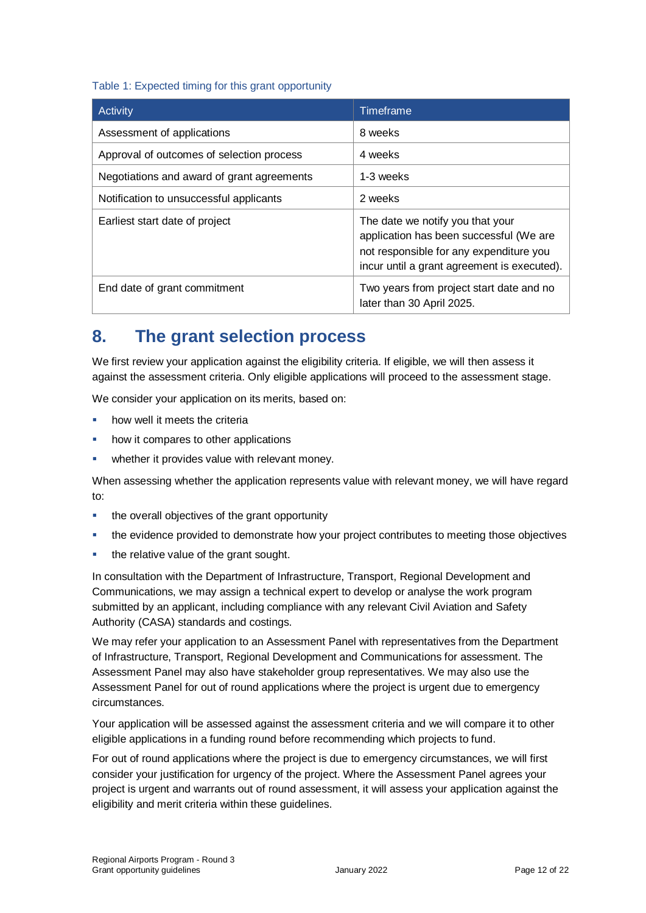Table 1: Expected timing for this grant opportunity

| Activity | Timeframe |
| --- | --- |
| Assessment of applications | 8 weeks |
| Approval of outcomes of selection process | 4 weeks |
| Negotiations and award of grant agreements | 1-3 weeks |
| Notification to unsuccessful applicants | 2 weeks |
| Earliest start date of project | The date we notify you that your application has been successful (We are not responsible for any expenditure you incur until a grant agreement is executed). |
| End date of grant commitment | Two years from project start date and no later than 30 April 2025. |

## 8. The grant selection process

We first review your application against the eligibility criteria. If eligible, we will then assess it against the assessment criteria. Only eligible applications will proceed to the assessment stage.

We consider your application on its merits, based on:

- how well it meets the criteria
- how it compares to other applications
- whether it provides value with relevant money.

When assessing whether the application represents value with relevant money, we will have regard to:

- the overall objectives of the grant opportunity
- the evidence provided to demonstrate how your project contributes to meeting those objectives
- the relative value of the grant sought.

In consultation with the Department of Infrastructure, Transport, Regional Development and Communications, we may assign a technical expert to develop or analyse the work program submitted by an applicant, including compliance with any relevant Civil Aviation and Safety Authority (CASA) standards and costings.

We may refer your application to an Assessment Panel with representatives from the Department of Infrastructure, Transport, Regional Development and Communications for assessment. The Assessment Panel may also have stakeholder group representatives. We may also use the Assessment Panel for out of round applications where the project is urgent due to emergency circumstances.

Your application will be assessed against the assessment criteria and we will compare it to other eligible applications in a funding round before recommending which projects to fund.

For out of round applications where the project is due to emergency circumstances, we will first consider your justification for urgency of the project. Where the Assessment Panel agrees your project is urgent and warrants out of round assessment, it will assess your application against the eligibility and merit criteria within these guidelines.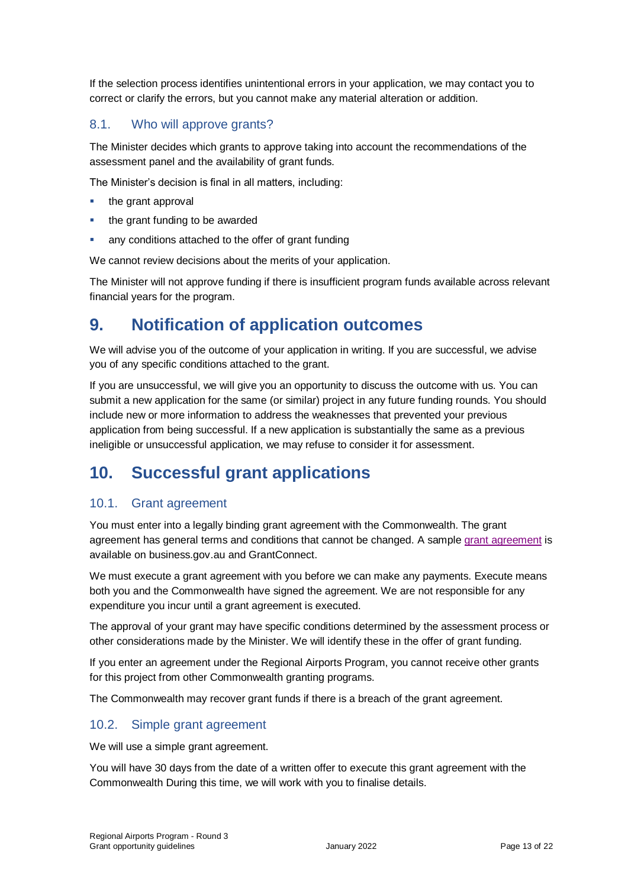If the selection process identifies unintentional errors in your application, we may contact you to correct or clarify the errors, but you cannot make any material alteration or addition.

### 8.1. Who will approve grants?

The Minister decides which grants to approve taking into account the recommendations of the assessment panel and the availability of grant funds.

The Minister's decision is final in all matters, including:

- the grant approval
- the grant funding to be awarded
- any conditions attached to the offer of grant funding

We cannot review decisions about the merits of your application.

The Minister will not approve funding if there is insufficient program funds available across relevant financial years for the program.

## 9. Notification of application outcomes

We will advise you of the outcome of your application in writing. If you are successful, we advise you of any specific conditions attached to the grant.

If you are unsuccessful, we will give you an opportunity to discuss the outcome with us. You can submit a new application for the same (or similar) project in any future funding rounds. You should include new or more information to address the weaknesses that prevented your previous application from being successful. If a new application is substantially the same as a previous ineligible or unsuccessful application, we may refuse to consider it for assessment.

## 10. Successful grant applications

### 10.1. Grant agreement

You must enter into a legally binding grant agreement with the Commonwealth. The grant agreement has general terms and conditions that cannot be changed. A sample grant agreement is available on business.gov.au and GrantConnect.

We must execute a grant agreement with you before we can make any payments. Execute means both you and the Commonwealth have signed the agreement. We are not responsible for any expenditure you incur until a grant agreement is executed.

The approval of your grant may have specific conditions determined by the assessment process or other considerations made by the Minister. We will identify these in the offer of grant funding.

If you enter an agreement under the Regional Airports Program, you cannot receive other grants for this project from other Commonwealth granting programs.

The Commonwealth may recover grant funds if there is a breach of the grant agreement.

### 10.2. Simple grant agreement

We will use a simple grant agreement.

You will have 30 days from the date of a written offer to execute this grant agreement with the Commonwealth During this time, we will work with you to finalise details.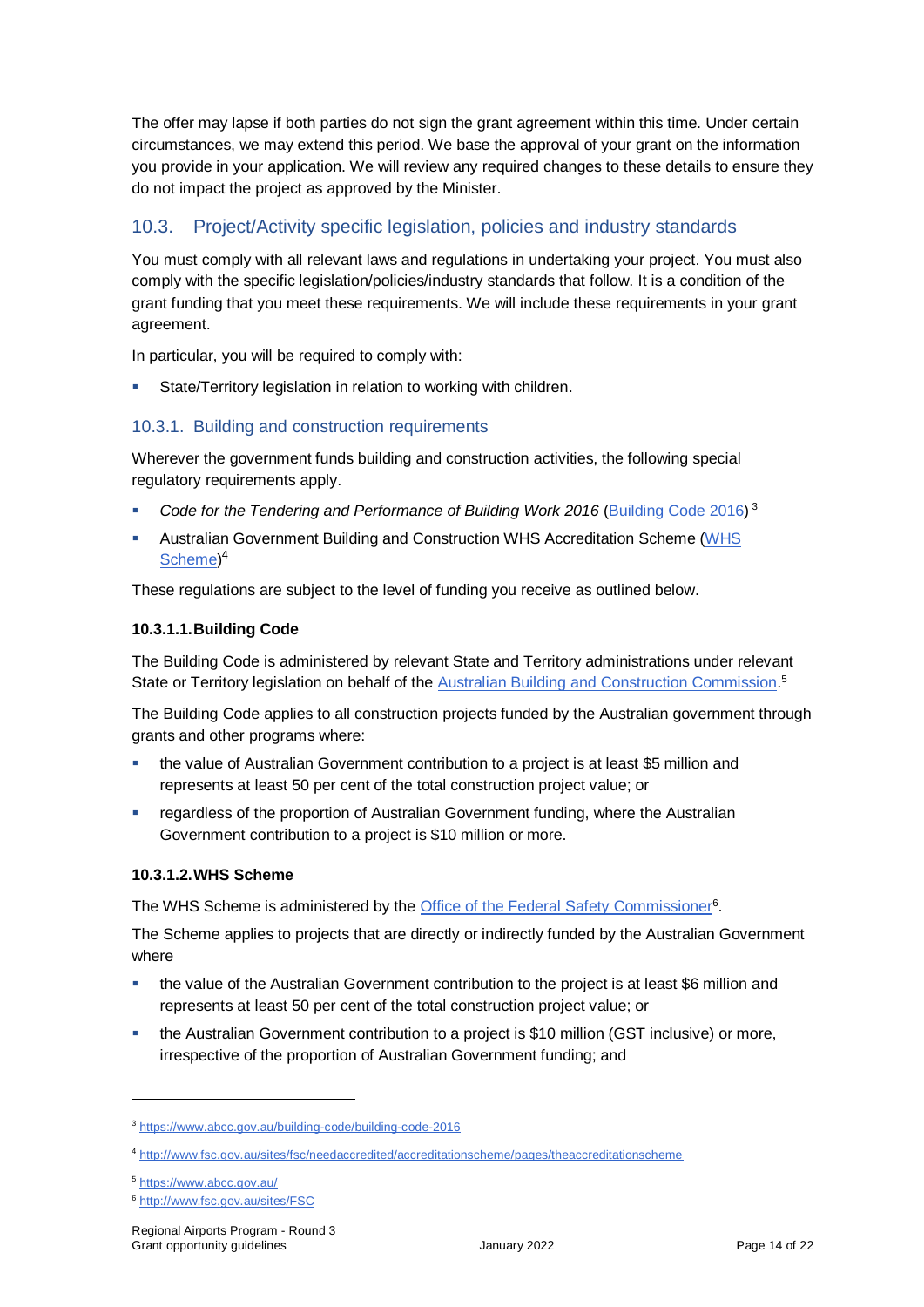The offer may lapse if both parties do not sign the grant agreement within this time. Under certain circumstances, we may extend this period. We base the approval of your grant on the information you provide in your application. We will review any required changes to these details to ensure they do not impact the project as approved by the Minister.

## 10.3. Project/Activity specific legislation, policies and industry standards

You must comply with all relevant laws and regulations in undertaking your project. You must also comply with the specific legislation/policies/industry standards that follow. It is a condition of the grant funding that you meet these requirements. We will include these requirements in your grant agreement.

In particular, you will be required to comply with:

- State/Territory legislation in relation to working with children.

### 10.3.1. Building and construction requirements

Wherever the government funds building and construction activities, the following special regulatory requirements apply.

- *Code for the Tendering and Performance of Building Work 2016* (Building Code 2016) [3]
- Australian Government Building and Construction WHS Accreditation Scheme (WHS Scheme)[4]

These regulations are subject to the level of funding you receive as outlined below.

#### 10.3.1.1. Building Code

The Building Code is administered by relevant State and Territory administrations under relevant State or Territory legislation on behalf of the Australian Building and Construction Commission.[5]

The Building Code applies to all construction projects funded by the Australian government through grants and other programs where:

- the value of Australian Government contribution to a project is at least $5 million and represents at least 50 per cent of the total construction project value; or
- regardless of the proportion of Australian Government funding, where the Australian Government contribution to a project is $10 million or more.

#### 10.3.1.2. WHS Scheme

The WHS Scheme is administered by the Office of the Federal Safety Commissioner[6].

The Scheme applies to projects that are directly or indirectly funded by the Australian Government where

- the value of the Australian Government contribution to the project is at least $6 million and represents at least 50 per cent of the total construction project value; or
- the Australian Government contribution to a project is $10 million (GST inclusive) or more, irrespective of the proportion of Australian Government funding; and

---

[3] https://www.abcc.gov.au/building-code/building-code-2016

[4] http://www.fsc.gov.au/sites/fsc/needaccredited/accreditationscheme/pages/theaccreditationscheme

[5] https://www.abcc.gov.au/

[6] http://www.fsc.gov.au/sites/FSC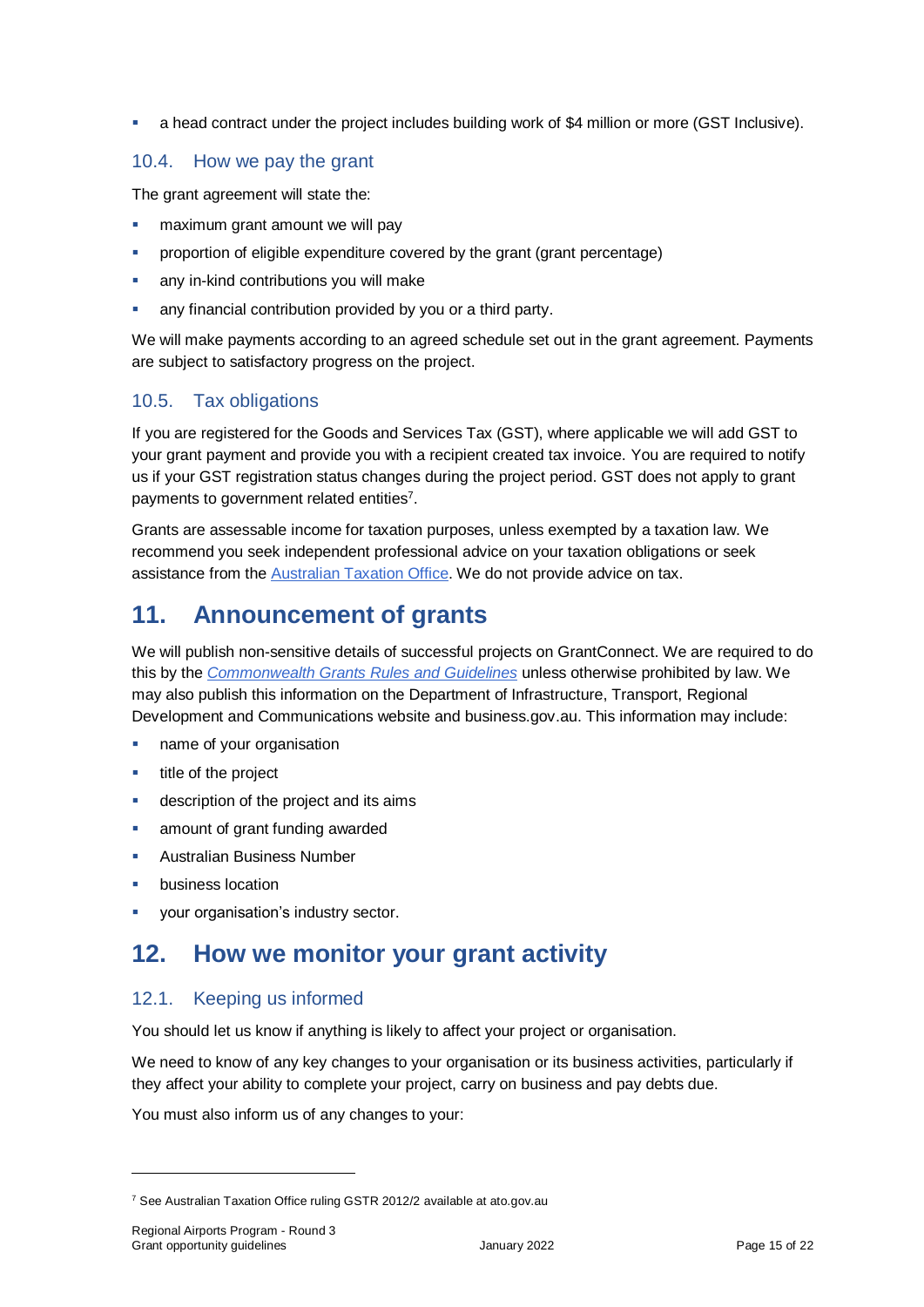- a head contract under the project includes building work of $4 million or more (GST Inclusive).

### 10.4. How we pay the grant

The grant agreement will state the:

- maximum grant amount we will pay
- proportion of eligible expenditure covered by the grant (grant percentage)
- any in-kind contributions you will make
- any financial contribution provided by you or a third party.

We will make payments according to an agreed schedule set out in the grant agreement. Payments are subject to satisfactory progress on the project.

### 10.5. Tax obligations

If you are registered for the Goods and Services Tax (GST), where applicable we will add GST to your grant payment and provide you with a recipient created tax invoice. You are required to notify us if your GST registration status changes during the project period. GST does not apply to grant payments to government related entities[7].

Grants are assessable income for taxation purposes, unless exempted by a taxation law. We recommend you seek independent professional advice on your taxation obligations or seek assistance from the Australian Taxation Office. We do not provide advice on tax.

## 11. Announcement of grants

We will publish non-sensitive details of successful projects on GrantConnect. We are required to do this by the *Commonwealth Grants Rules and Guidelines* unless otherwise prohibited by law. We may also publish this information on the Department of Infrastructure, Transport, Regional Development and Communications website and business.gov.au. This information may include:

- name of your organisation
- title of the project
- description of the project and its aims
- amount of grant funding awarded
- Australian Business Number
- business location
- your organisation's industry sector.

## 12. How we monitor your grant activity

### 12.1. Keeping us informed

You should let us know if anything is likely to affect your project or organisation.

We need to know of any key changes to your organisation or its business activities, particularly if they affect your ability to complete your project, carry on business and pay debts due.

You must also inform us of any changes to your:

---

[7] See Australian Taxation Office ruling GSTR 2012/2 available at ato.gov.au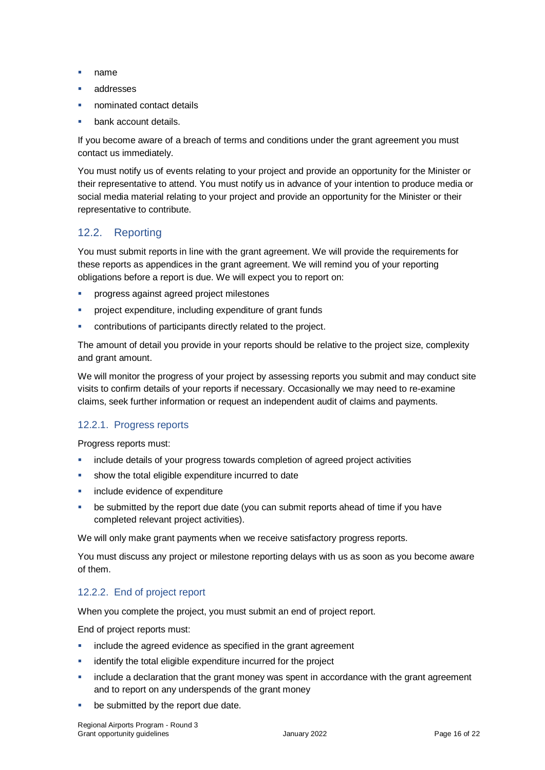- name
- addresses
- nominated contact details
- bank account details.

If you become aware of a breach of terms and conditions under the grant agreement you must contact us immediately.

You must notify us of events relating to your project and provide an opportunity for the Minister or their representative to attend. You must notify us in advance of your intention to produce media or social media material relating to your project and provide an opportunity for the Minister or their representative to contribute.

## 12.2. Reporting

You must submit reports in line with the grant agreement. We will provide the requirements for these reports as appendices in the grant agreement. We will remind you of your reporting obligations before a report is due. We will expect you to report on:

- progress against agreed project milestones
- project expenditure, including expenditure of grant funds
- contributions of participants directly related to the project.

The amount of detail you provide in your reports should be relative to the project size, complexity and grant amount.

We will monitor the progress of your project by assessing reports you submit and may conduct site visits to confirm details of your reports if necessary. Occasionally we may need to re-examine claims, seek further information or request an independent audit of claims and payments.

### 12.2.1. Progress reports

Progress reports must:

- include details of your progress towards completion of agreed project activities
- show the total eligible expenditure incurred to date
- include evidence of expenditure
- be submitted by the report due date (you can submit reports ahead of time if you have completed relevant project activities).

We will only make grant payments when we receive satisfactory progress reports.

You must discuss any project or milestone reporting delays with us as soon as you become aware of them.

### 12.2.2. End of project report

When you complete the project, you must submit an end of project report.

End of project reports must:

- include the agreed evidence as specified in the grant agreement
- identify the total eligible expenditure incurred for the project
- include a declaration that the grant money was spent in accordance with the grant agreement and to report on any underspends of the grant money
- be submitted by the report due date.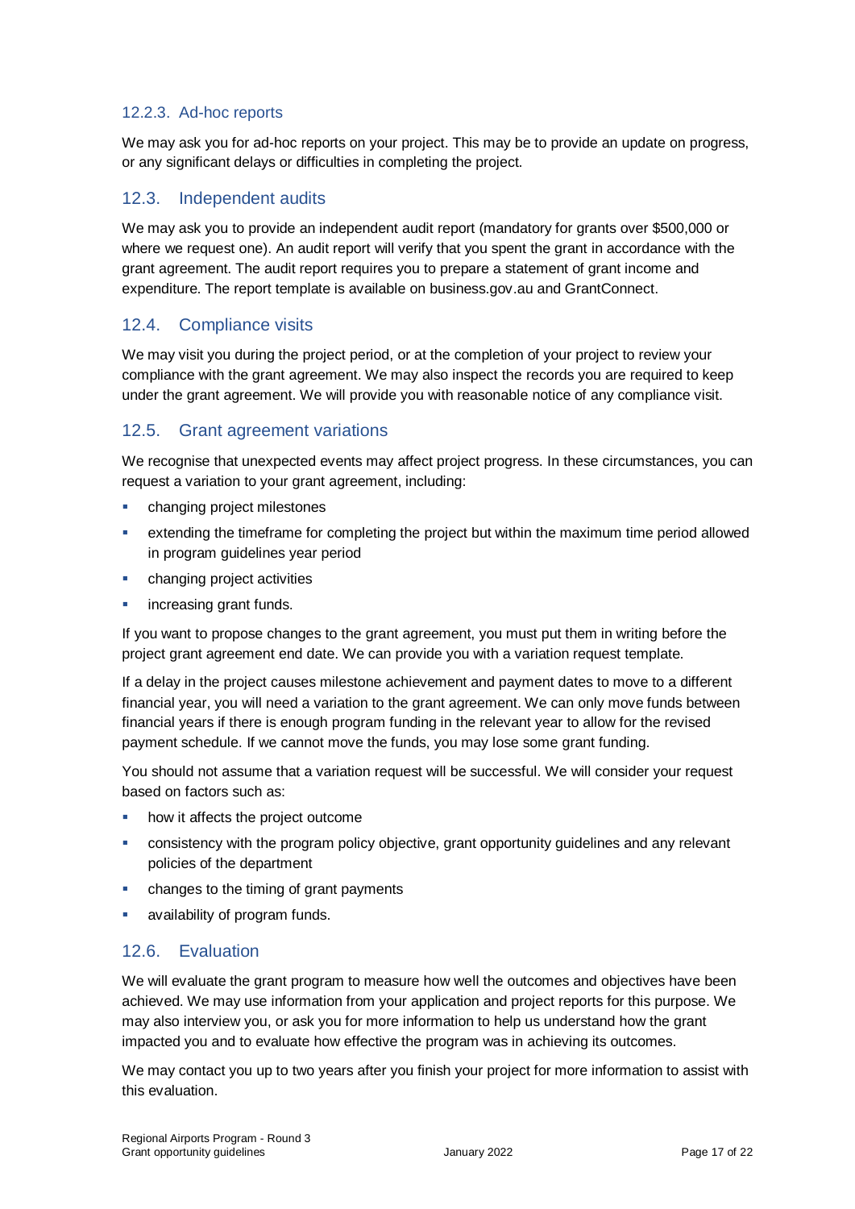#### 12.2.3. Ad-hoc reports

We may ask you for ad-hoc reports on your project. This may be to provide an update on progress, or any significant delays or difficulties in completing the project.

### 12.3. Independent audits

We may ask you to provide an independent audit report (mandatory for grants over $500,000 or where we request one). An audit report will verify that you spent the grant in accordance with the grant agreement. The audit report requires you to prepare a statement of grant income and expenditure. The report template is available on business.gov.au and GrantConnect.

### 12.4. Compliance visits

We may visit you during the project period, or at the completion of your project to review your compliance with the grant agreement. We may also inspect the records you are required to keep under the grant agreement. We will provide you with reasonable notice of any compliance visit.

### 12.5. Grant agreement variations

We recognise that unexpected events may affect project progress. In these circumstances, you can request a variation to your grant agreement, including:

- changing project milestones
- extending the timeframe for completing the project but within the maximum time period allowed in program guidelines year period
- changing project activities
- increasing grant funds.

If you want to propose changes to the grant agreement, you must put them in writing before the project grant agreement end date. We can provide you with a variation request template.

If a delay in the project causes milestone achievement and payment dates to move to a different financial year, you will need a variation to the grant agreement. We can only move funds between financial years if there is enough program funding in the relevant year to allow for the revised payment schedule. If we cannot move the funds, you may lose some grant funding.

You should not assume that a variation request will be successful. We will consider your request based on factors such as:

- how it affects the project outcome
- consistency with the program policy objective, grant opportunity guidelines and any relevant policies of the department
- changes to the timing of grant payments
- availability of program funds.

### 12.6. Evaluation

We will evaluate the grant program to measure how well the outcomes and objectives have been achieved. We may use information from your application and project reports for this purpose. We may also interview you, or ask you for more information to help us understand how the grant impacted you and to evaluate how effective the program was in achieving its outcomes.

We may contact you up to two years after you finish your project for more information to assist with this evaluation.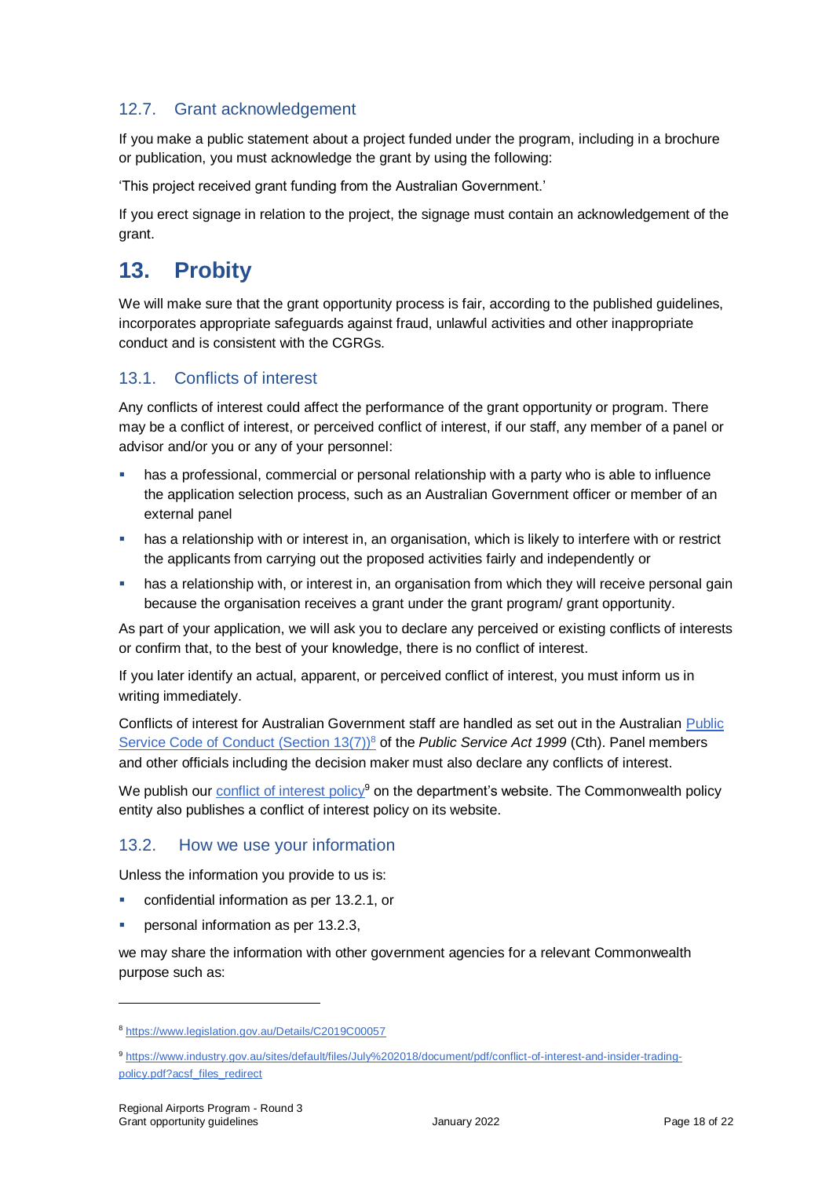### 12.7. Grant acknowledgement

If you make a public statement about a project funded under the program, including in a brochure or publication, you must acknowledge the grant by using the following:

'This project received grant funding from the Australian Government.'

If you erect signage in relation to the project, the signage must contain an acknowledgement of the grant.

## 13. Probity

We will make sure that the grant opportunity process is fair, according to the published guidelines, incorporates appropriate safeguards against fraud, unlawful activities and other inappropriate conduct and is consistent with the CGRGs.

### 13.1. Conflicts of interest

Any conflicts of interest could affect the performance of the grant opportunity or program. There may be a conflict of interest, or perceived conflict of interest, if our staff, any member of a panel or advisor and/or you or any of your personnel:

- has a professional, commercial or personal relationship with a party who is able to influence the application selection process, such as an Australian Government officer or member of an external panel
- has a relationship with or interest in, an organisation, which is likely to interfere with or restrict the applicants from carrying out the proposed activities fairly and independently or
- has a relationship with, or interest in, an organisation from which they will receive personal gain because the organisation receives a grant under the grant program/ grant opportunity.

As part of your application, we will ask you to declare any perceived or existing conflicts of interests or confirm that, to the best of your knowledge, there is no conflict of interest.

If you later identify an actual, apparent, or perceived conflict of interest, you must inform us in writing immediately.

Conflicts of interest for Australian Government staff are handled as set out in the Australian [Public Service Code of Conduct (Section 13(7))](https://www.legislation.gov.au/Details/C2019C00057)[8] of the *Public Service Act 1999* (Cth). Panel members and other officials including the decision maker must also declare any conflicts of interest.

We publish our [conflict of interest policy](https://www.industry.gov.au/sites/default/files/July%202018/document/pdf/conflict-of-interest-and-insider-trading-policy.pdf?acsf_files_redirect)[9] on the department's website. The Commonwealth policy entity also publishes a conflict of interest policy on its website.

### 13.2. How we use your information

Unless the information you provide to us is:

- confidential information as per 13.2.1, or
- personal information as per 13.2.3,

we may share the information with other government agencies for a relevant Commonwealth purpose such as:

---

[8] https://www.legislation.gov.au/Details/C2019C00057

[9] https://www.industry.gov.au/sites/default/files/July%202018/document/pdf/conflict-of-interest-and-insider-trading-policy.pdf?acsf_files_redirect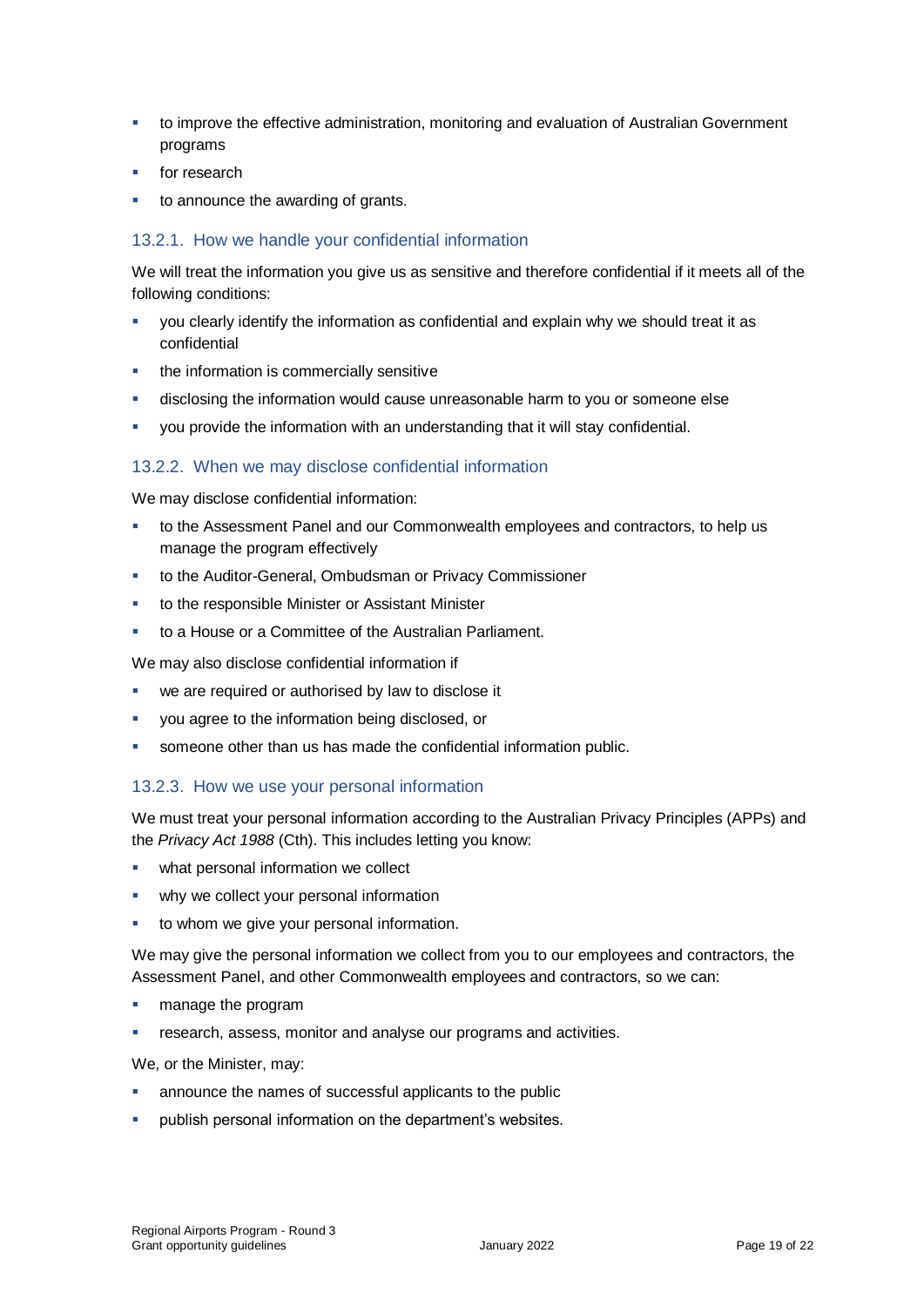- to improve the effective administration, monitoring and evaluation of Australian Government programs
- for research
- to announce the awarding of grants.

### 13.2.1. How we handle your confidential information

We will treat the information you give us as sensitive and therefore confidential if it meets all of the following conditions:

- you clearly identify the information as confidential and explain why we should treat it as confidential
- the information is commercially sensitive
- disclosing the information would cause unreasonable harm to you or someone else
- you provide the information with an understanding that it will stay confidential.

### 13.2.2. When we may disclose confidential information

We may disclose confidential information:

- to the Assessment Panel and our Commonwealth employees and contractors, to help us manage the program effectively
- to the Auditor-General, Ombudsman or Privacy Commissioner
- to the responsible Minister or Assistant Minister
- to a House or a Committee of the Australian Parliament.

We may also disclose confidential information if

- we are required or authorised by law to disclose it
- you agree to the information being disclosed, or
- someone other than us has made the confidential information public.

### 13.2.3. How we use your personal information

We must treat your personal information according to the Australian Privacy Principles (APPs) and the *Privacy Act 1988* (Cth). This includes letting you know:

- what personal information we collect
- why we collect your personal information
- to whom we give your personal information.

We may give the personal information we collect from you to our employees and contractors, the Assessment Panel, and other Commonwealth employees and contractors, so we can:

- manage the program
- research, assess, monitor and analyse our programs and activities.

We, or the Minister, may:

- announce the names of successful applicants to the public
- publish personal information on the department's websites.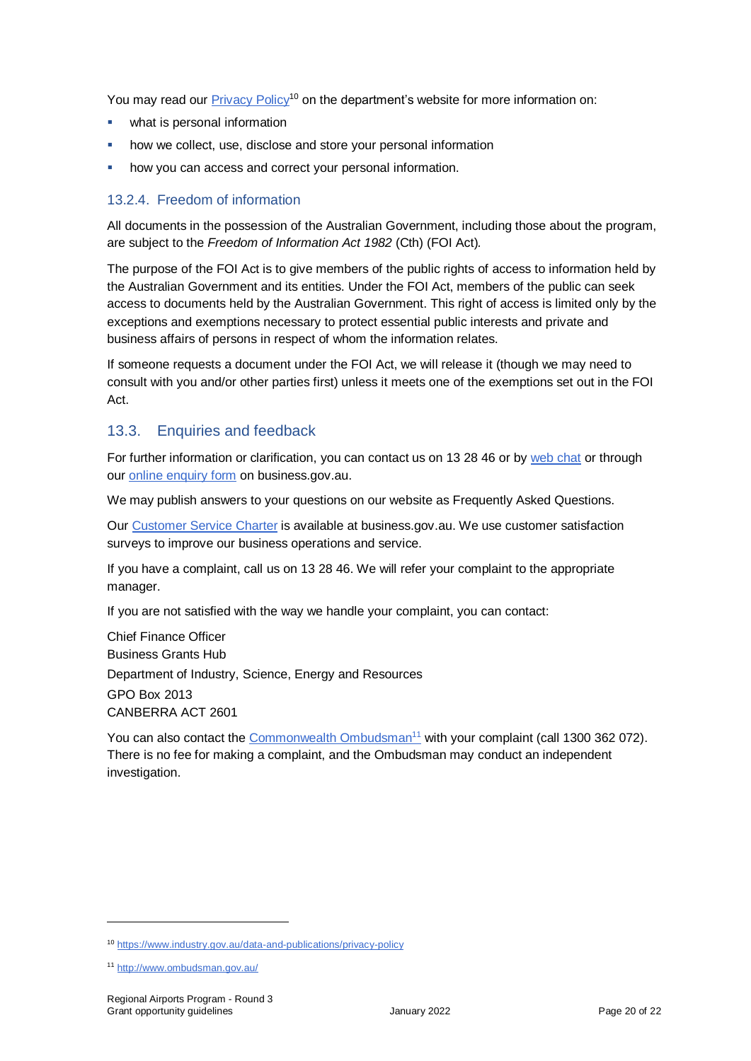You may read our Privacy Policy[10] on the department's website for more information on:

- what is personal information
- how we collect, use, disclose and store your personal information
- how you can access and correct your personal information.

#### 13.2.4. Freedom of information

All documents in the possession of the Australian Government, including those about the program, are subject to the *Freedom of Information Act 1982* (Cth) (FOI Act).

The purpose of the FOI Act is to give members of the public rights of access to information held by the Australian Government and its entities. Under the FOI Act, members of the public can seek access to documents held by the Australian Government. This right of access is limited only by the exceptions and exemptions necessary to protect essential public interests and private and business affairs of persons in respect of whom the information relates.

If someone requests a document under the FOI Act, we will release it (though we may need to consult with you and/or other parties first) unless it meets one of the exemptions set out in the FOI Act.

### 13.3. Enquiries and feedback

For further information or clarification, you can contact us on 13 28 46 or by web chat or through our online enquiry form on business.gov.au.

We may publish answers to your questions on our website as Frequently Asked Questions.

Our Customer Service Charter is available at business.gov.au. We use customer satisfaction surveys to improve our business operations and service.

If you have a complaint, call us on 13 28 46. We will refer your complaint to the appropriate manager.

If you are not satisfied with the way we handle your complaint, you can contact:

Chief Finance Officer
Business Grants Hub
Department of Industry, Science, Energy and Resources
GPO Box 2013
CANBERRA ACT 2601

You can also contact the Commonwealth Ombudsman[11] with your complaint (call 1300 362 072). There is no fee for making a complaint, and the Ombudsman may conduct an independent investigation.

---

[10] https://www.industry.gov.au/data-and-publications/privacy-policy

[11] http://www.ombudsman.gov.au/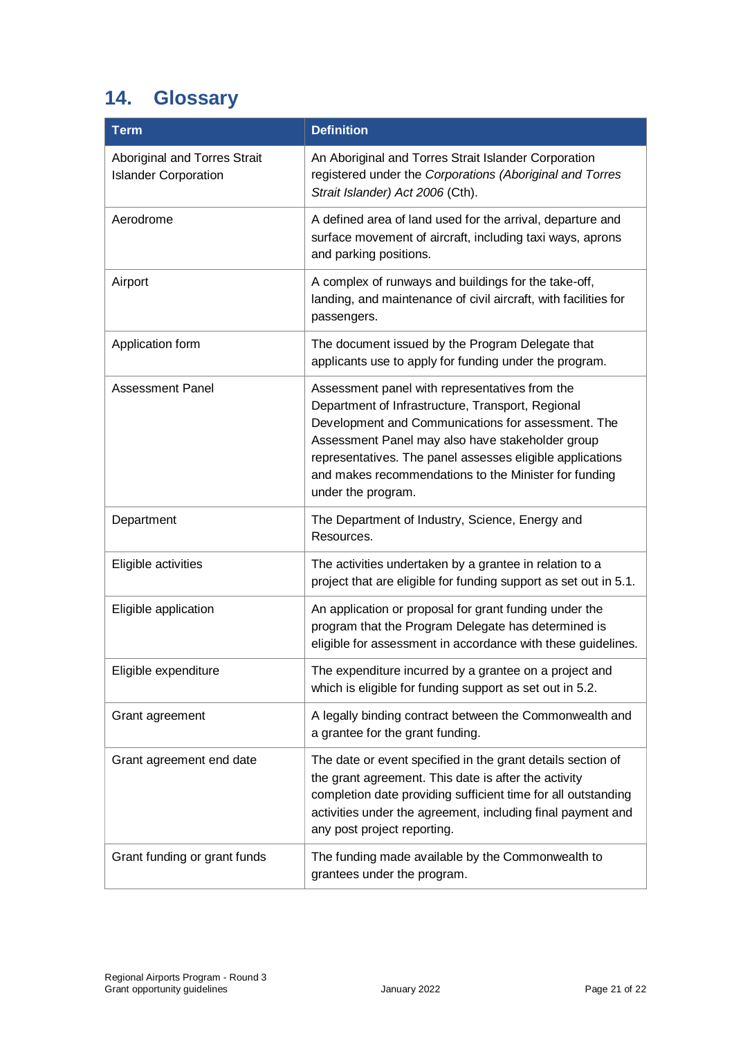## 14. Glossary

| Term | Definition |
|---|---|
| Aboriginal and Torres Strait Islander Corporation | An Aboriginal and Torres Strait Islander Corporation registered under the *Corporations (Aboriginal and Torres Strait Islander) Act 2006* (Cth). |
| Aerodrome | A defined area of land used for the arrival, departure and surface movement of aircraft, including taxi ways, aprons and parking positions. |
| Airport | A complex of runways and buildings for the take-off, landing, and maintenance of civil aircraft, with facilities for passengers. |
| Application form | The document issued by the Program Delegate that applicants use to apply for funding under the program. |
| Assessment Panel | Assessment panel with representatives from the Department of Infrastructure, Transport, Regional Development and Communications for assessment. The Assessment Panel may also have stakeholder group representatives. The panel assesses eligible applications and makes recommendations to the Minister for funding under the program. |
| Department | The Department of Industry, Science, Energy and Resources. |
| Eligible activities | The activities undertaken by a grantee in relation to a project that are eligible for funding support as set out in 5.1. |
| Eligible application | An application or proposal for grant funding under the program that the Program Delegate has determined is eligible for assessment in accordance with these guidelines. |
| Eligible expenditure | The expenditure incurred by a grantee on a project and which is eligible for funding support as set out in 5.2. |
| Grant agreement | A legally binding contract between the Commonwealth and a grantee for the grant funding. |
| Grant agreement end date | The date or event specified in the grant details section of the grant agreement. This date is after the activity completion date providing sufficient time for all outstanding activities under the agreement, including final payment and any post project reporting. |
| Grant funding or grant funds | The funding made available by the Commonwealth to grantees under the program. |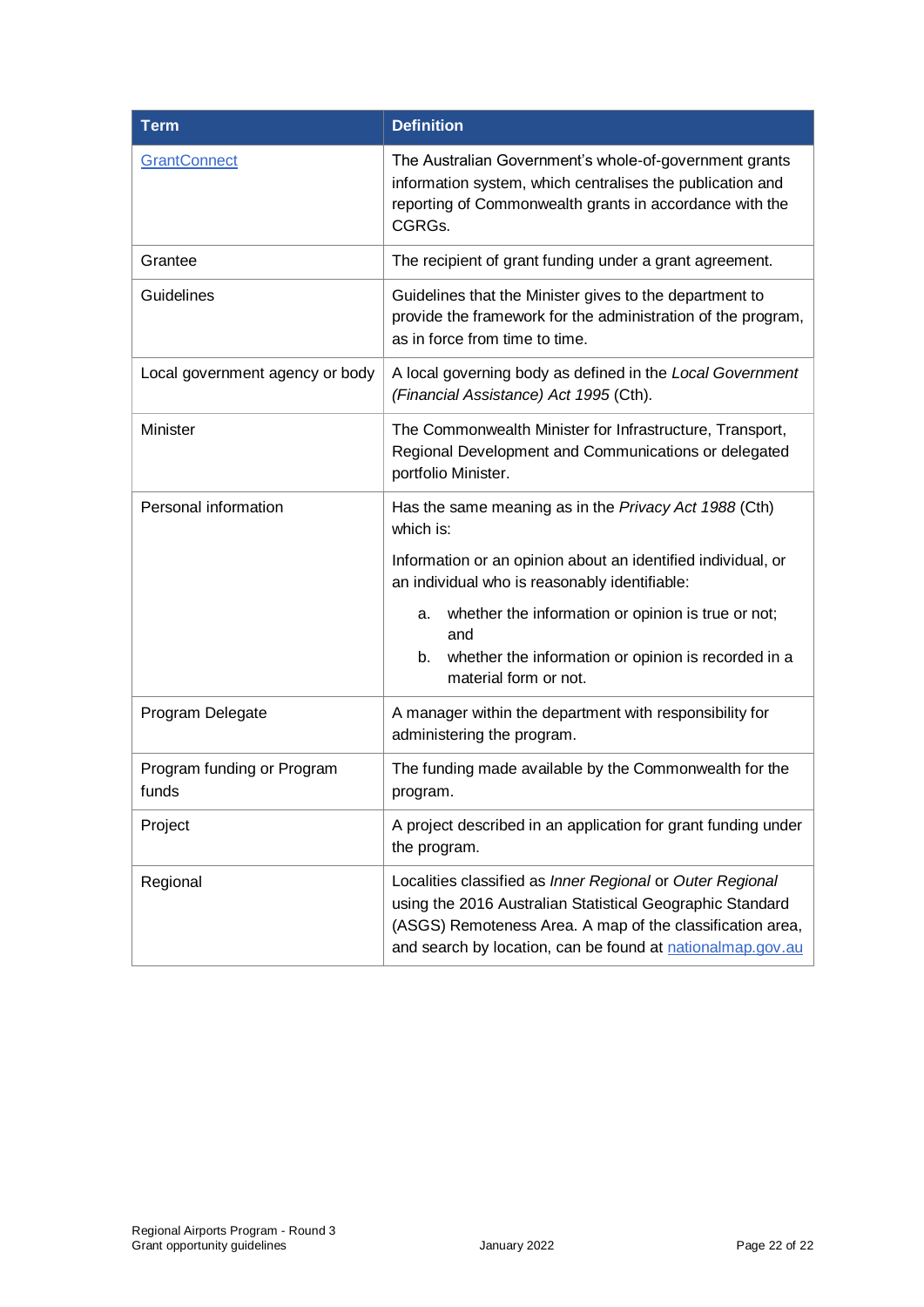| Term | Definition |
|---|---|
| [GrantConnect](GrantConnect) | The Australian Government's whole-of-government grants information system, which centralises the publication and reporting of Commonwealth grants in accordance with the CGRGs. |
| Grantee | The recipient of grant funding under a grant agreement. |
| Guidelines | Guidelines that the Minister gives to the department to provide the framework for the administration of the program, as in force from time to time. |
| Local government agency or body | A local governing body as defined in the *Local Government (Financial Assistance) Act 1995* (Cth). |
| Minister | The Commonwealth Minister for Infrastructure, Transport, Regional Development and Communications or delegated portfolio Minister. |
| Personal information | Has the same meaning as in the *Privacy Act 1988* (Cth) which is:<br><br>Information or an opinion about an identified individual, or an individual who is reasonably identifiable:<br><br>a. whether the information or opinion is true or not; and<br>b. whether the information or opinion is recorded in a material form or not. |
| Program Delegate | A manager within the department with responsibility for administering the program. |
| Program funding or Program funds | The funding made available by the Commonwealth for the program. |
| Project | A project described in an application for grant funding under the program. |
| Regional | Localities classified as *Inner Regional* or *Outer Regional* using the 2016 Australian Statistical Geographic Standard (ASGS) Remoteness Area. A map of the classification area, and search by location, can be found at [nationalmap.gov.au](nationalmap.gov.au) |